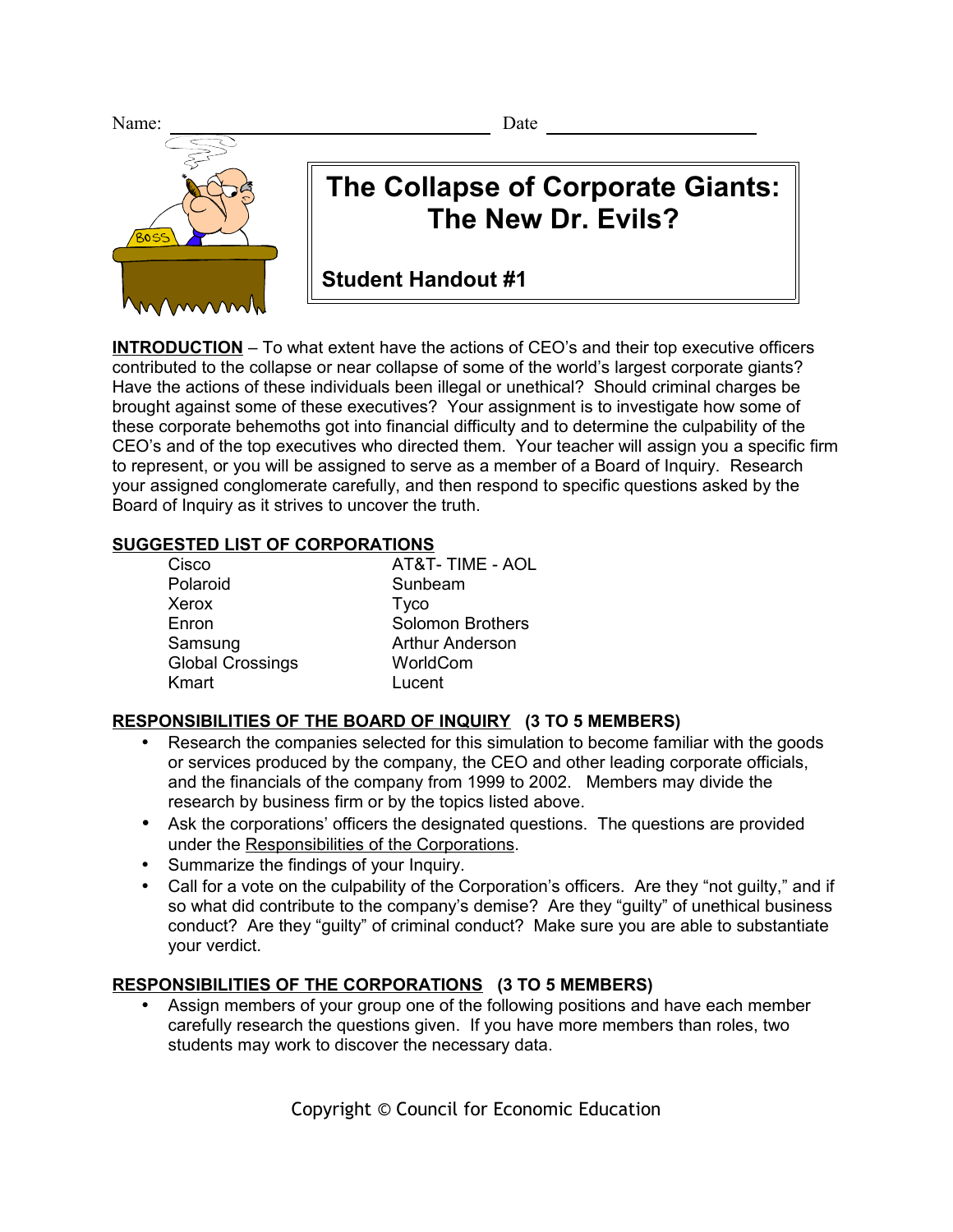Name: \_\_\_\_\_\_\_\_\_\_\_\_\_\_\_\_\_\_\_\_\_\_\_\_ Date \_\_\_\_\_\_\_\_\_\_\_\_\_\_\_\_

# The Collapse of Corporate Giants: The New Dr. Evils?

## Student Handout #1

**INTRODUCTION** – To what extent have the actions of CEO's and their top executive officers contributed to the collapse or near collapse of some of the world's largest corporate giants? Have the actions of these individuals been illegal or unethical? Should criminal charges be brought against some of these executives? Your assignment is to investigate how some of these corporate behemoths got into financial difficulty and to determine the culpability of the CEO's and of the top executives who directed them. Your teacher will assign you a specific firm to represent, or you will be assigned to serve as a member of a Board of Inquiry. Research your assigned conglomerate carefully, and then respond to specific questions asked by the Board of Inquiry as it strives to uncover the truth.

**SUGGESTED LIST OF CORPORATIONS**

- Cisco
- Polaroid
- Xerox
- Enron
- Samsung
- Global Crossings
- Kmart
- AT&T- TIME - AOL
- Sunbeam
- Tyco
- Solomon Brothers
- Arthur Anderson
- WorldCom
- Lucent

**RESPONSIBILITIES OF THE BOARD OF INQUIRY (3 TO 5 MEMBERS)**

- Research the companies selected for this simulation to become familiar with the goods or services produced by the company, the CEO and other leading corporate officials, and the financials of the company from 1999 to 2002. Members may divide the research by business firm or by the topics listed above.
- Ask the corporations' officers the designated questions. The questions are provided under the Responsibilities of the Corporations.
- Summarize the findings of your Inquiry.
- Call for a vote on the culpability of the Corporation's officers. Are they "not guilty," and if so what did contribute to the company's demise? Are they "guilty" of unethical business conduct? Are they "guilty" of criminal conduct? Make sure you are able to substantiate your verdict.

**RESPONSIBILITIES OF THE CORPORATIONS (3 TO 5 MEMBERS)**

- Assign members of your group one of the following positions and have each member carefully research the questions given. If you have more members than roles, two students may work to discover the necessary data.

Copyright © Council for Economic Education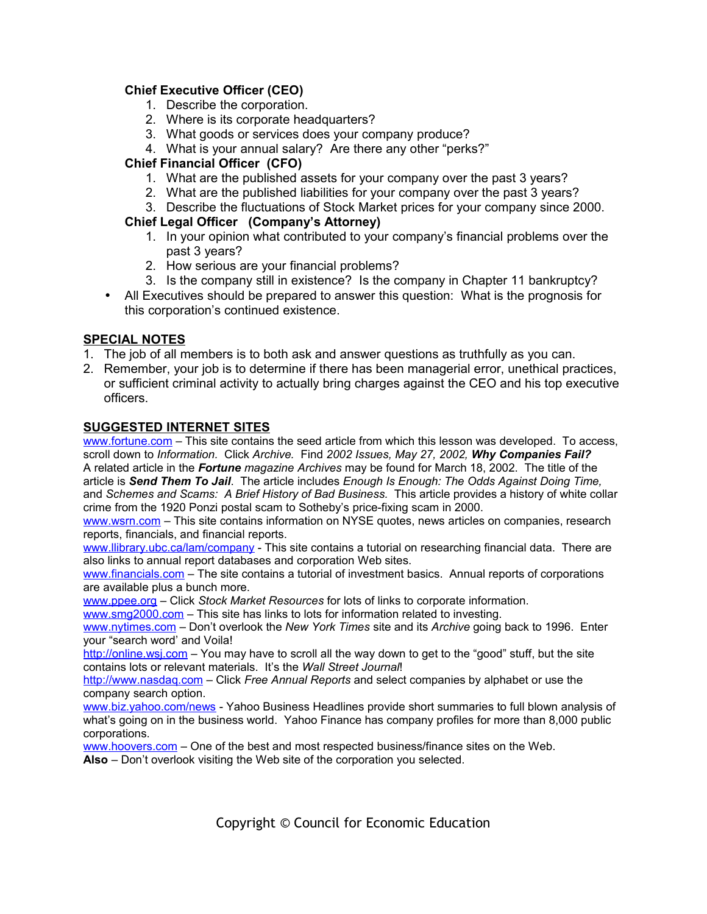**Chief Executive Officer (CEO)**

1. Describe the corporation.
2. Where is its corporate headquarters?
3. What goods or services does your company produce?
4. What is your annual salary? Are there any other "perks?"

**Chief Financial Officer (CFO)**

1. What are the published assets for your company over the past 3 years?
2. What are the published liabilities for your company over the past 3 years?
3. Describe the fluctuations of Stock Market prices for your company since 2000.

**Chief Legal Officer (Company's Attorney)**

1. In your opinion what contributed to your company's financial problems over the past 3 years?
2. How serious are your financial problems?
3. Is the company still in existence? Is the company in Chapter 11 bankruptcy?

- All Executives should be prepared to answer this question: What is the prognosis for this corporation's continued existence.

## SPECIAL NOTES

1. The job of all members is to both ask and answer questions as truthfully as you can.
2. Remember, your job is to determine if there has been managerial error, unethical practices, or sufficient criminal activity to actually bring charges against the CEO and his top executive officers.

## SUGGESTED INTERNET SITES

www.fortune.com – This site contains the seed article from which this lesson was developed. To access, scroll down to *Information*. Click *Archive*. Find *2002 Issues, May 27, 2002, **Why Companies Fail?*** A related article in the ***Fortune*** *magazine Archives* may be found for March 18, 2002. The title of the article is ***Send Them To Jail***. The article includes *Enough Is Enough: The Odds Against Doing Time,* and *Schemes and Scams: A Brief History of Bad Business.* This article provides a history of white collar crime from the 1920 Ponzi postal scam to Sotheby's price-fixing scam in 2000.

www.wsrn.com – This site contains information on NYSE quotes, news articles on companies, research reports, financials, and financial reports.

www.llibrary.ubc.ca/lam/company - This site contains a tutorial on researching financial data. There are also links to annual report databases and corporation Web sites.

www.financials.com – The site contains a tutorial of investment basics. Annual reports of corporations are available plus a bunch more.

www.ppee.org – Click *Stock Market Resources* for lots of links to corporate information.

www.smg2000.com – This site has links to lots for information related to investing.

www.nytimes.com – Don't overlook the *New York Times* site and its *Archive* going back to 1996. Enter your "search word' and Voila!

http://online.wsj.com – You may have to scroll all the way down to get to the "good" stuff, but the site contains lots or relevant materials. It's the *Wall Street Journal*!

http://www.nasdaq.com – Click *Free Annual Reports* and select companies by alphabet or use the company search option.

www.biz.yahoo.com/news - Yahoo Business Headlines provide short summaries to full blown analysis of what's going on in the business world. Yahoo Finance has company profiles for more than 8,000 public corporations.

www.hoovers.com – One of the best and most respected business/finance sites on the Web.

**Also** – Don't overlook visiting the Web site of the corporation you selected.

Copyright © Council for Economic Education